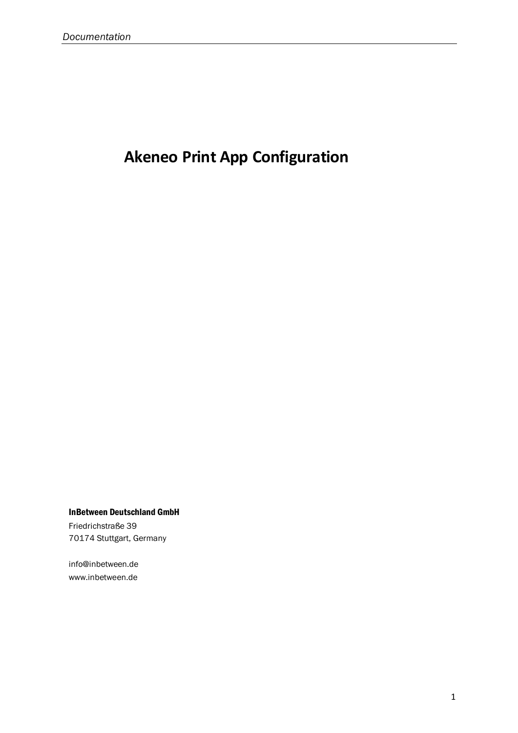# Akeneo Print App Configuration

**InBetween Deutschland GmbH**

Friedrichstraße 39
70174 Stuttgart, Germany

info@inbetween.de
www.inbetween.de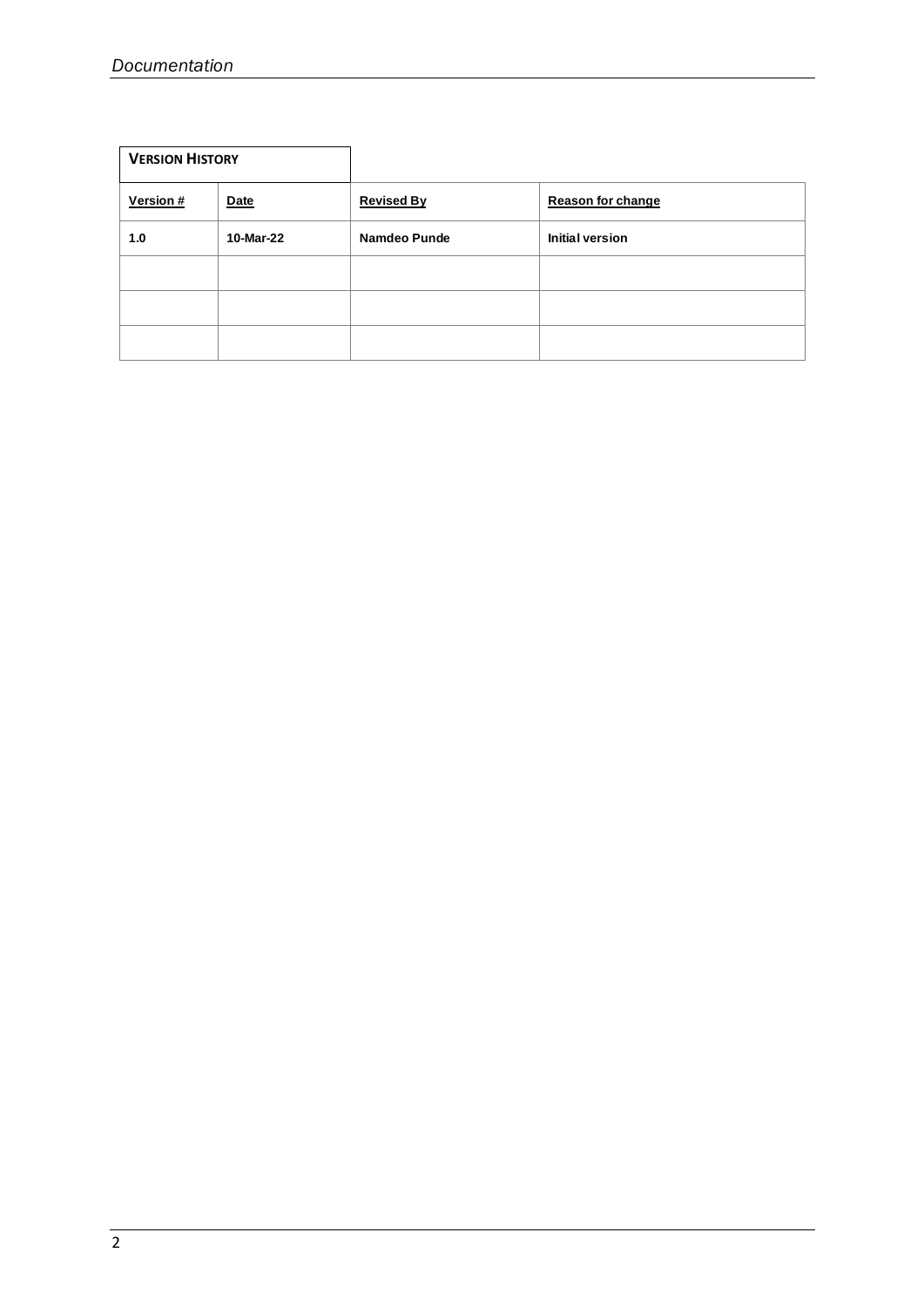**VERSION HISTORY**

| Version # | Date | Revised By | Reason for change |
|---|---|---|---|
| **1.0** | **10-Mar-22** | **Namdeo Punde** | **Initial version** |
| | | | |
| | | | |
| | | | |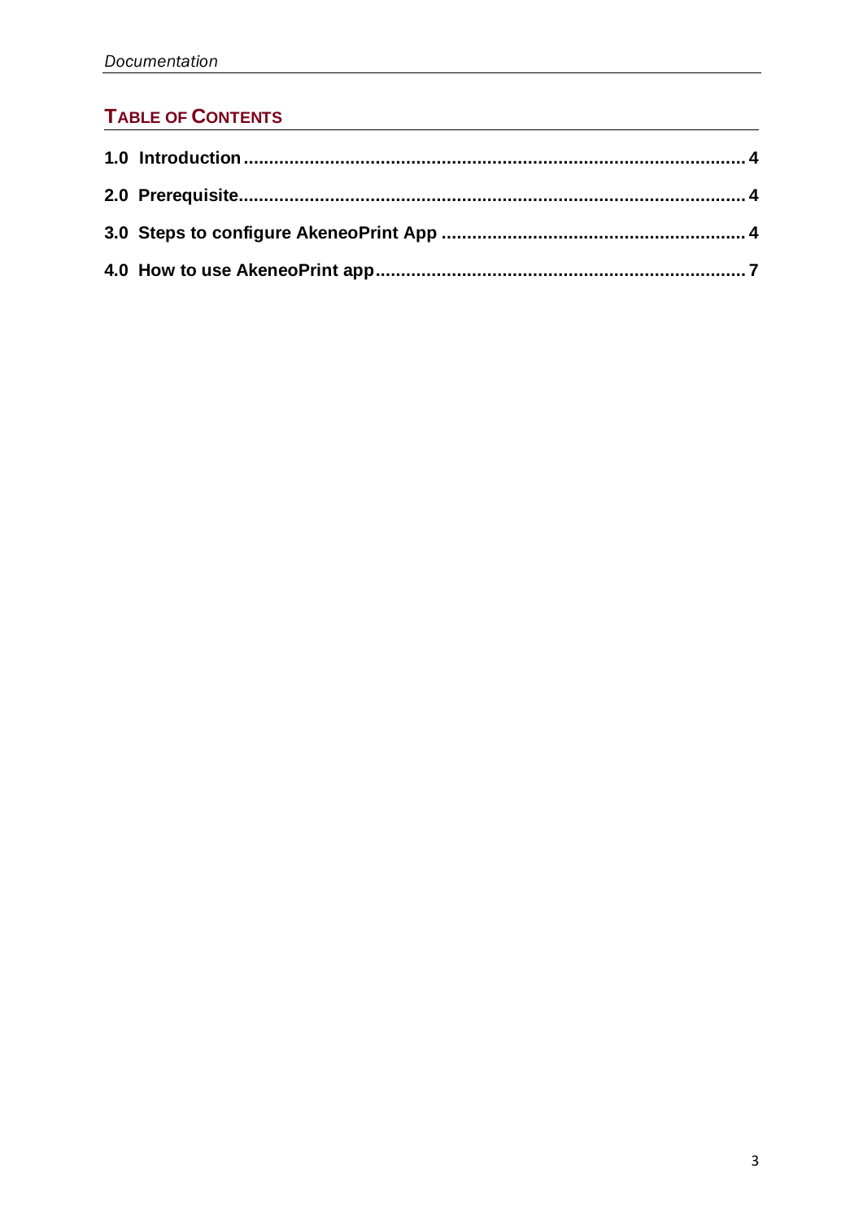## TABLE OF CONTENTS

**1.0 Introduction** .......................................................................................... **4**

**2.0 Prerequisite** .......................................................................................... **4**

**3.0 Steps to configure AkeneoPrint App** ....................................................... **4**

**4.0 How to use AkeneoPrint app** .................................................................. **7**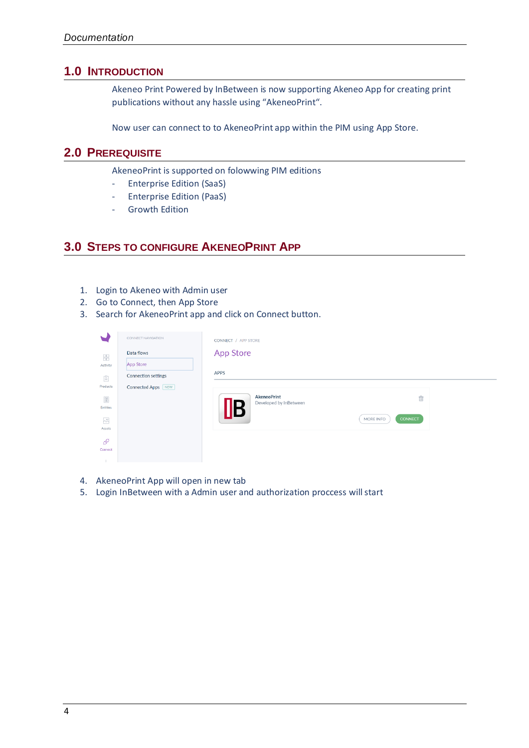## 1.0 Introduction

Akeneo Print Powered by InBetween is now supporting Akeneo App for creating print publications without any hassle using "AkeneoPrint".

Now user can connect to to AkeneoPrint app within the PIM using App Store.

## 2.0 Prerequisite

AkeneoPrint is supported on folowwing PIM editions

- Enterprise Edition (SaaS)
- Enterprise Edition (PaaS)
- Growth Edition

## 3.0 Steps to configure AkeneoPrint App

1. Login to Akeneo with Admin user
2. Go to Connect, then App Store
3. Search for AkeneoPrint app and click on Connect button.

4. AkeneoPrint App will open in new tab
5. Login InBetween with a Admin user and authorization proccess will start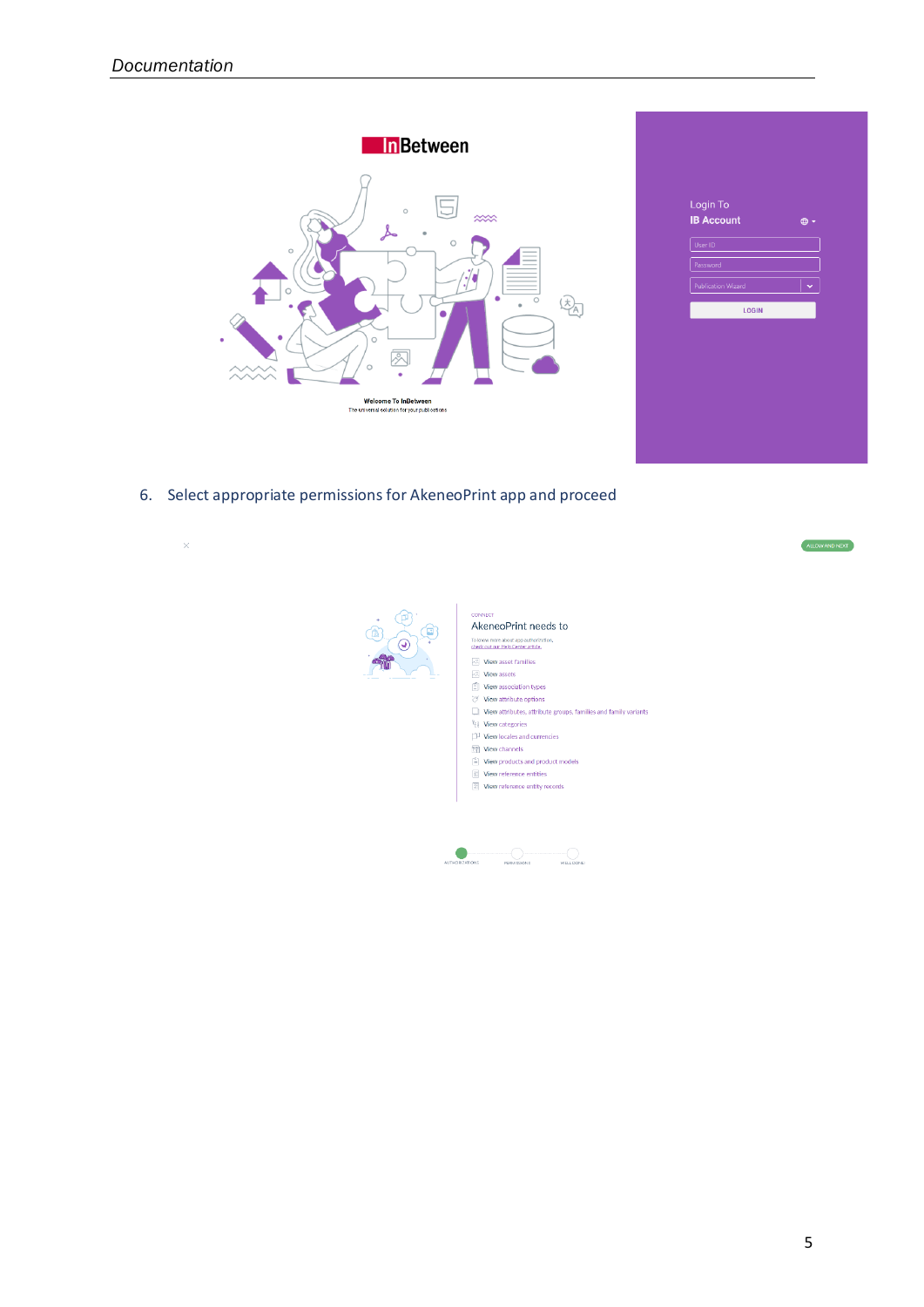6. Select appropriate permissions for AkeneoPrint app and proceed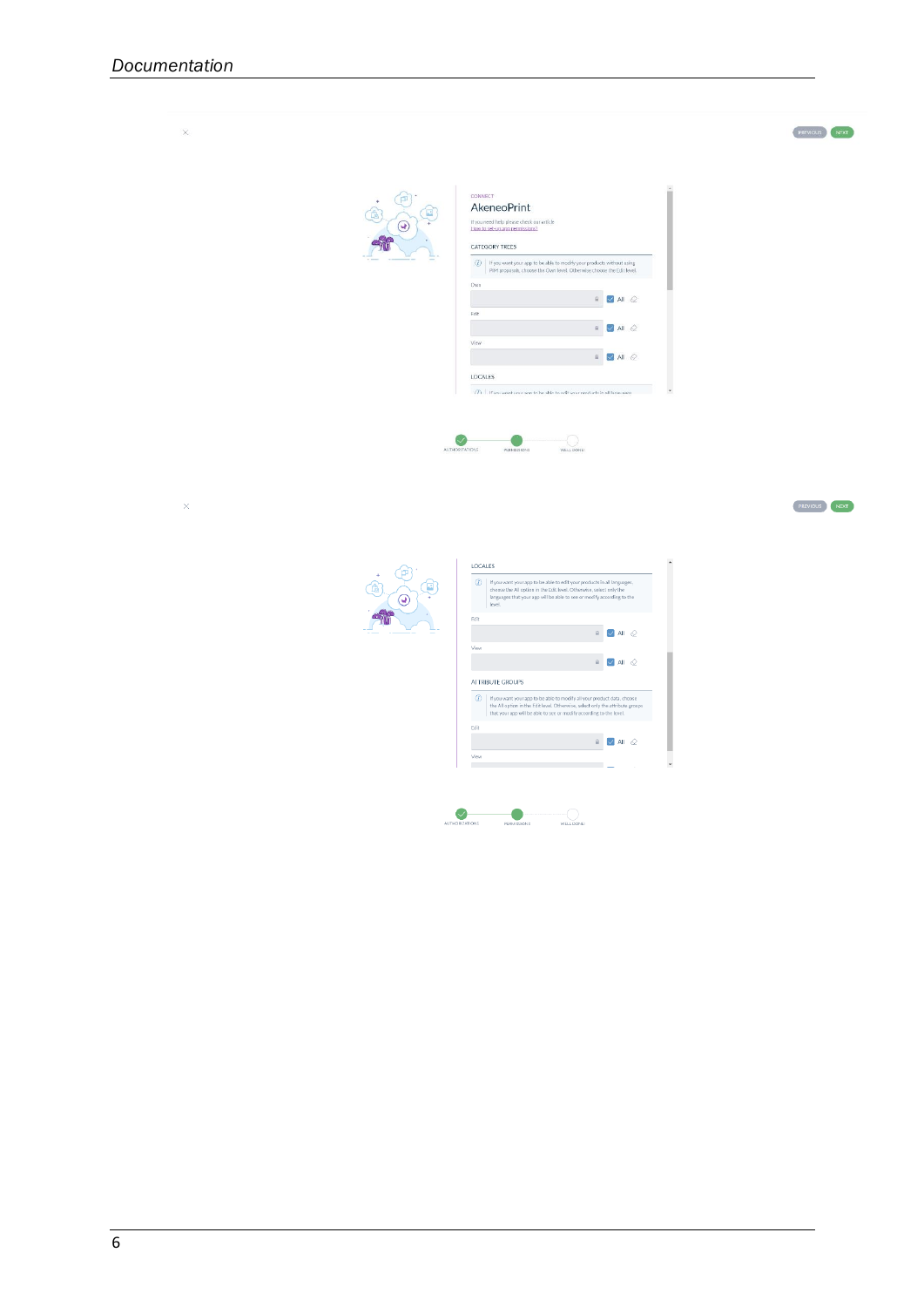PREVIOUS NEXT

CONNECT

AkeneoPrint

If you need help please check our article
How to set-up app permissions?

CATEGORY TREES

If you want your app to be able to modify your products without using PIM proposals, choose the Own level. Otherwise choose the Edit level.

Own — All

Edit — All

View — All

LOCALES

AUTHORIZATIONS — PERMISSIONS — WELL DONE!

PREVIOUS NEXT

LOCALES

If you want your app to be able to edit your products in all languages, choose the All option in the Edit level. Otherwise, select only the languages that your app will be able to see or modify according to the level.

Edit — All

View — All

ATTRIBUTE GROUPS

If you want your app to be able to modify all your product data, choose the All option in the Edit level. Otherwise, select only the attribute groups that your app will be able to see or modify according to the level.

Edit — All

View

AUTHORIZATIONS — PERMISSIONS — WELL DONE!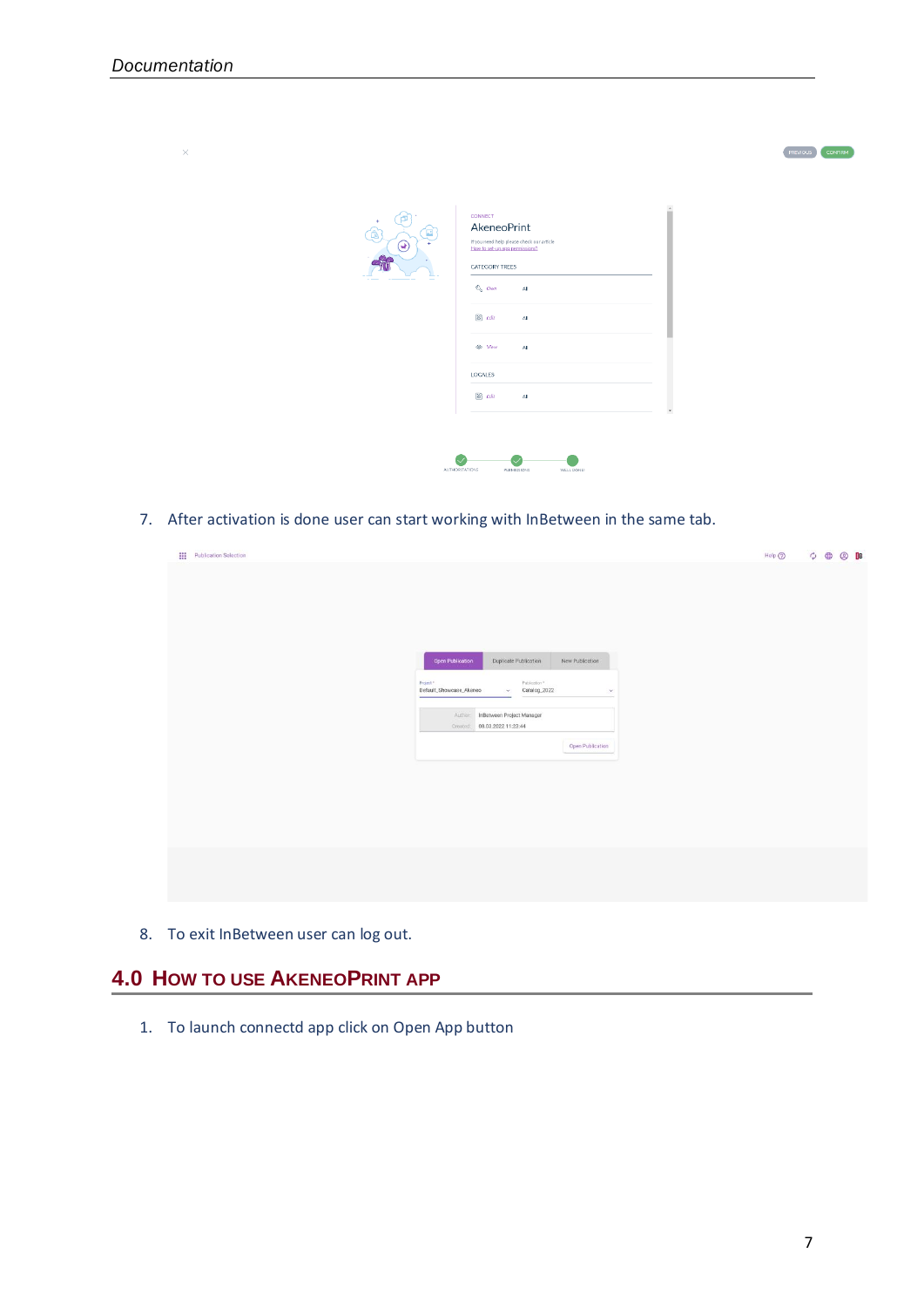7. After activation is done user can start working with InBetween in the same tab.

8. To exit InBetween user can log out.

## 4.0 How to use AkeneoPrint app

1. To launch connectd app click on Open App button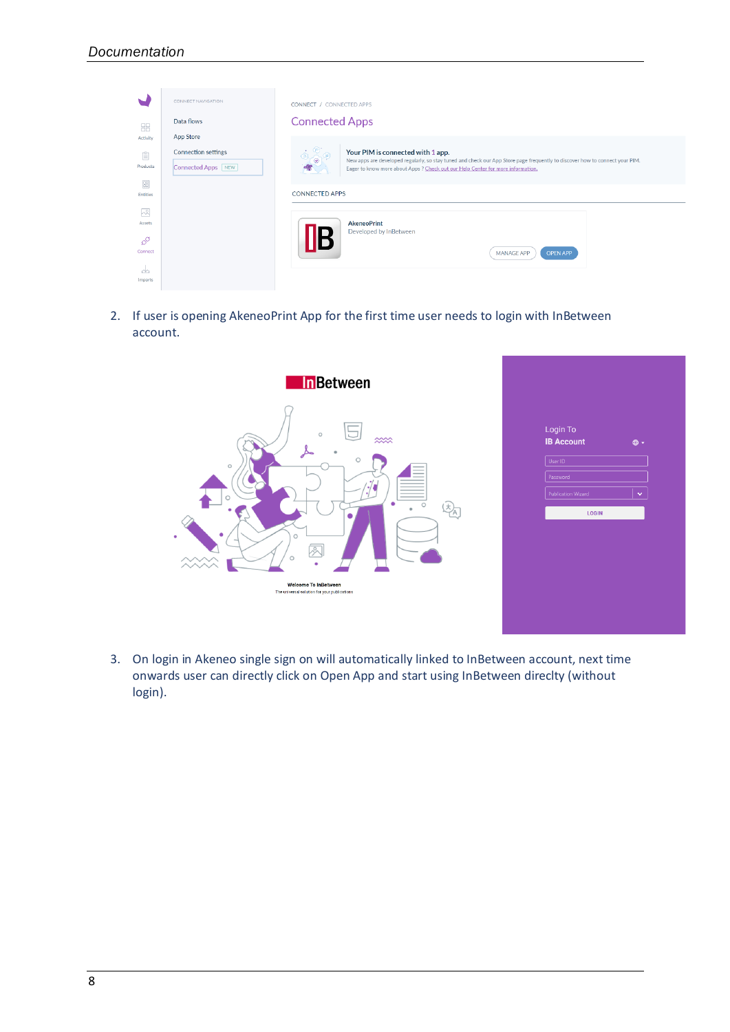2. If user is opening AkeneoPrint App for the first time user needs to login with InBetween account.

3. On login in Akeneo single sign on will automatically linked to InBetween account, next time onwards user can directly click on Open App and start using InBetween direclty (without login).